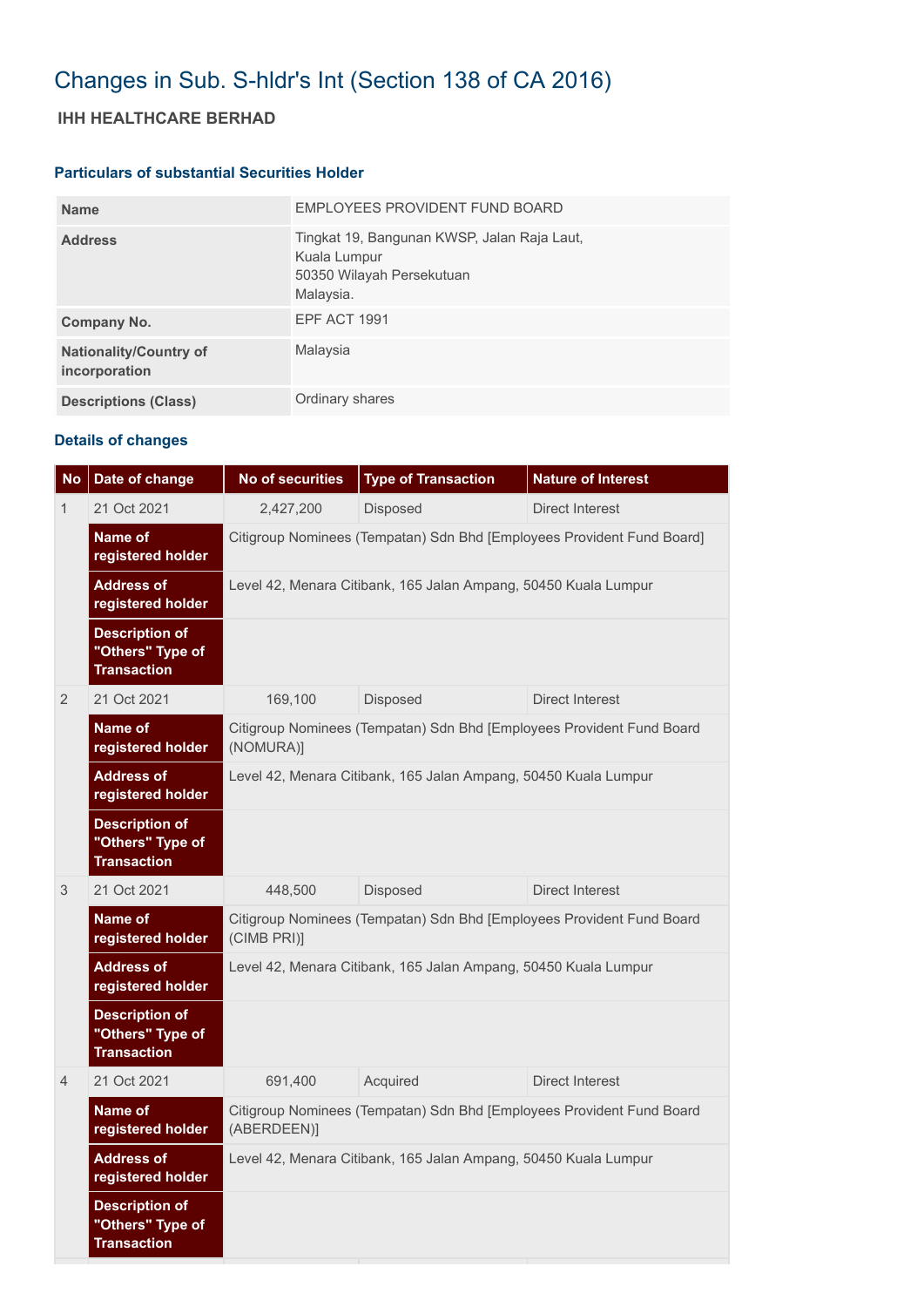# Changes in Sub. S-hldr's Int (Section 138 of CA 2016)

## IHH HEALTHCARE BERHAD

### Particulars of substantial Securities Holder

| | |
|---|---|
| **Name** | EMPLOYEES PROVIDENT FUND BOARD |
| **Address** | Tingkat 19, Bangunan KWSP, Jalan Raja Laut, Kuala Lumpur 50350 Wilayah Persekutuan Malaysia. |
| **Company No.** | EPF ACT 1991 |
| **Nationality/Country of incorporation** | Malaysia |
| **Descriptions (Class)** | Ordinary shares |

### Details of changes

| No | Date of change | No of securities | Type of Transaction | Nature of Interest |
|---|---|---|---|---|
| 1 | 21 Oct 2021 | 2,427,200 | Disposed | Direct Interest |
| | **Name of registered holder** | Citigroup Nominees (Tempatan) Sdn Bhd [Employees Provident Fund Board] | | |
| | **Address of registered holder** | Level 42, Menara Citibank, 165 Jalan Ampang, 50450 Kuala Lumpur | | |
| | **Description of "Others" Type of Transaction** | | | |
| 2 | 21 Oct 2021 | 169,100 | Disposed | Direct Interest |
| | **Name of registered holder** | Citigroup Nominees (Tempatan) Sdn Bhd [Employees Provident Fund Board (NOMURA)] | | |
| | **Address of registered holder** | Level 42, Menara Citibank, 165 Jalan Ampang, 50450 Kuala Lumpur | | |
| | **Description of "Others" Type of Transaction** | | | |
| 3 | 21 Oct 2021 | 448,500 | Disposed | Direct Interest |
| | **Name of registered holder** | Citigroup Nominees (Tempatan) Sdn Bhd [Employees Provident Fund Board (CIMB PRI)] | | |
| | **Address of registered holder** | Level 42, Menara Citibank, 165 Jalan Ampang, 50450 Kuala Lumpur | | |
| | **Description of "Others" Type of Transaction** | | | |
| 4 | 21 Oct 2021 | 691,400 | Acquired | Direct Interest |
| | **Name of registered holder** | Citigroup Nominees (Tempatan) Sdn Bhd [Employees Provident Fund Board (ABERDEEN)] | | |
| | **Address of registered holder** | Level 42, Menara Citibank, 165 Jalan Ampang, 50450 Kuala Lumpur | | |
| | **Description of "Others" Type of Transaction** | | | |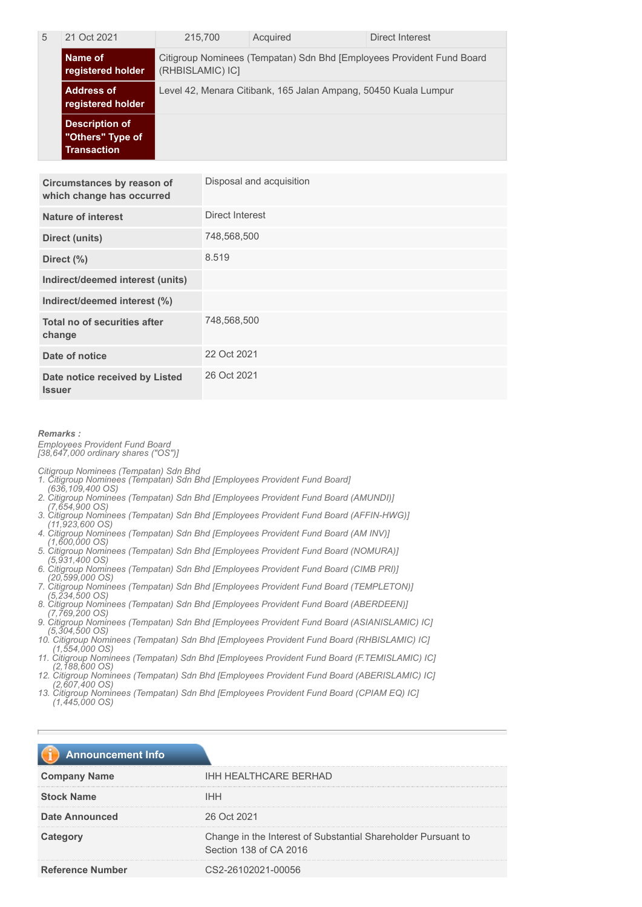| | | | | |
|---|---|---|---|---|
| 5 | 21 Oct 2021 | 215,700 | Acquired | Direct Interest |
| | **Name of registered holder** | Citigroup Nominees (Tempatan) Sdn Bhd [Employees Provident Fund Board (RHBISLAMIC) IC] | | |
| | **Address of registered holder** | Level 42, Menara Citibank, 165 Jalan Ampang, 50450 Kuala Lumpur | | |
| | **Description of "Others" Type of Transaction** | | | |

| | |
|---|---|
| **Circumstances by reason of which change has occurred** | Disposal and acquisition |
| **Nature of interest** | Direct Interest |
| **Direct (units)** | 748,568,500 |
| **Direct (%)** | 8.519 |
| **Indirect/deemed interest (units)** | |
| **Indirect/deemed interest (%)** | |
| **Total no of securities after change** | 748,568,500 |
| **Date of notice** | 22 Oct 2021 |
| **Date notice received by Listed Issuer** | 26 Oct 2021 |

***Remarks :***

*Employees Provident Fund Board*
*[38,647,000 ordinary shares ("OS")]*

*Citigroup Nominees (Tempatan) Sdn Bhd*
1. *Citigroup Nominees (Tempatan) Sdn Bhd [Employees Provident Fund Board] (636,109,400 OS)*
2. *Citigroup Nominees (Tempatan) Sdn Bhd [Employees Provident Fund Board (AMUNDI)] (7,654,900 OS)*
3. *Citigroup Nominees (Tempatan) Sdn Bhd [Employees Provident Fund Board (AFFIN-HWG)] (11,923,600 OS)*
4. *Citigroup Nominees (Tempatan) Sdn Bhd [Employees Provident Fund Board (AM INV)] (1,600,000 OS)*
5. *Citigroup Nominees (Tempatan) Sdn Bhd [Employees Provident Fund Board (NOMURA)] (5,931,400 OS)*
6. *Citigroup Nominees (Tempatan) Sdn Bhd [Employees Provident Fund Board (CIMB PRI)] (20,599,000 OS)*
7. *Citigroup Nominees (Tempatan) Sdn Bhd [Employees Provident Fund Board (TEMPLETON)] (5,234,500 OS)*
8. *Citigroup Nominees (Tempatan) Sdn Bhd [Employees Provident Fund Board (ABERDEEN)] (7,769,200 OS)*
9. *Citigroup Nominees (Tempatan) Sdn Bhd [Employees Provident Fund Board (ASIANISLAMIC) IC] (5,304,500 OS)*
10. *Citigroup Nominees (Tempatan) Sdn Bhd [Employees Provident Fund Board (RHBISLAMIC) IC] (1,554,000 OS)*
11. *Citigroup Nominees (Tempatan) Sdn Bhd [Employees Provident Fund Board (F.TEMISLAMIC) IC] (2,188,600 OS)*
12. *Citigroup Nominees (Tempatan) Sdn Bhd [Employees Provident Fund Board (ABERISLAMIC) IC] (2,607,400 OS)*
13. *Citigroup Nominees (Tempatan) Sdn Bhd [Employees Provident Fund Board (CPIAM EQ) IC] (1,445,000 OS)*

## Announcement Info

| | |
|---|---|
| **Company Name** | IHH HEALTHCARE BERHAD |
| **Stock Name** | IHH |
| **Date Announced** | 26 Oct 2021 |
| **Category** | Change in the Interest of Substantial Shareholder Pursuant to Section 138 of CA 2016 |
| **Reference Number** | CS2-26102021-00056 |